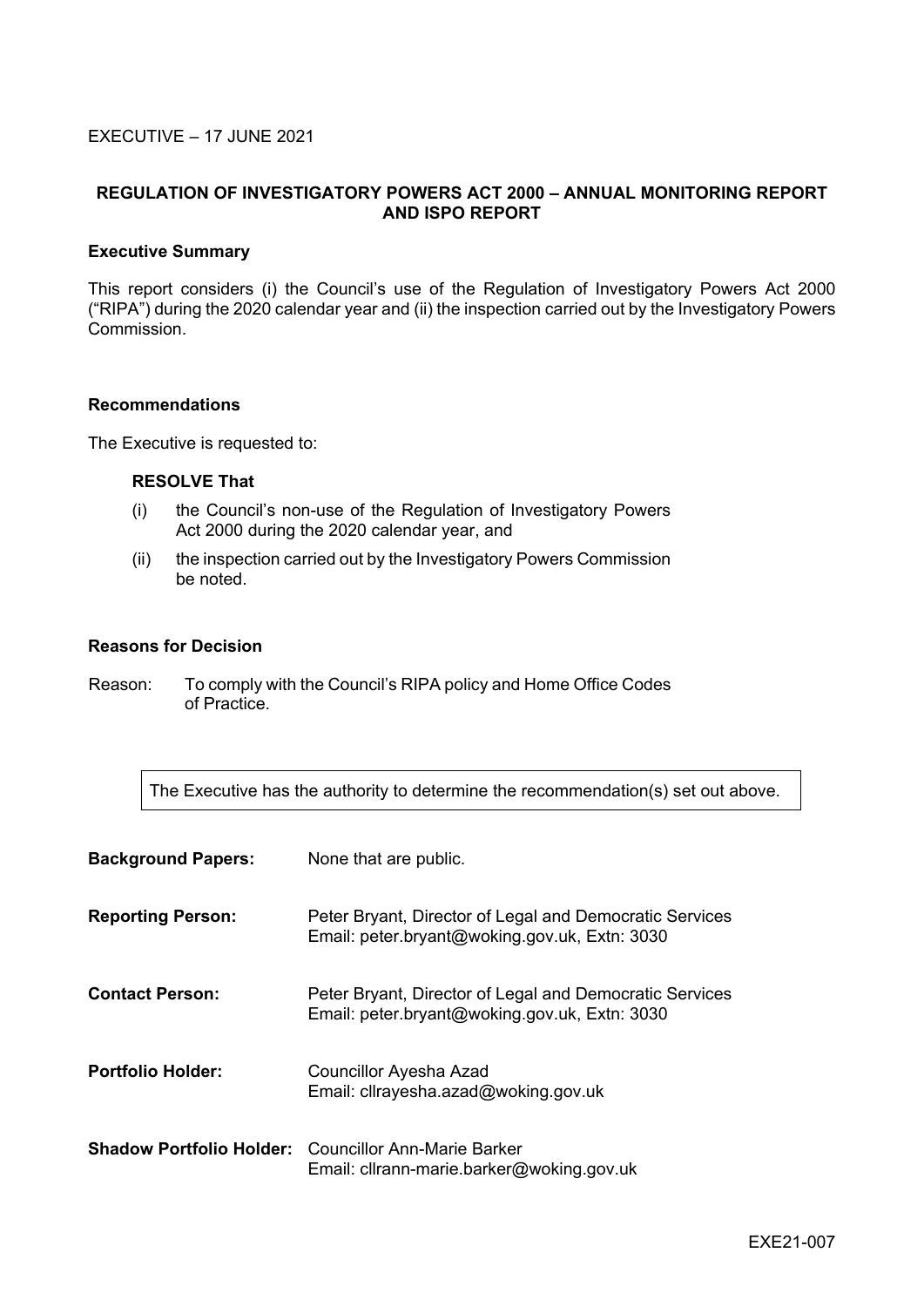EXECUTIVE – 17 JUNE 2021

## REGULATION OF INVESTIGATORY POWERS ACT 2000 – ANNUAL MONITORING REPORT AND ISPO REPORT

### Executive Summary

This report considers (i) the Council's use of the Regulation of Investigatory Powers Act 2000 ("RIPA") during the 2020 calendar year and (ii) the inspection carried out by the Investigatory Powers Commission.

### Recommendations

The Executive is requested to:

**RESOLVE That**

(i) the Council's non-use of the Regulation of Investigatory Powers Act 2000 during the 2020 calendar year, and

(ii) the inspection carried out by the Investigatory Powers Commission be noted.

### Reasons for Decision

Reason: To comply with the Council's RIPA policy and Home Office Codes of Practice.

The Executive has the authority to determine the recommendation(s) set out above.

**Background Papers:** None that are public.

**Reporting Person:** Peter Bryant, Director of Legal and Democratic Services
Email: peter.bryant@woking.gov.uk, Extn: 3030

**Contact Person:** Peter Bryant, Director of Legal and Democratic Services
Email: peter.bryant@woking.gov.uk, Extn: 3030

**Portfolio Holder:** Councillor Ayesha Azad
Email: cllrayesha.azad@woking.gov.uk

**Shadow Portfolio Holder:** Councillor Ann-Marie Barker
Email: cllrann-marie.barker@woking.gov.uk

EXE21-007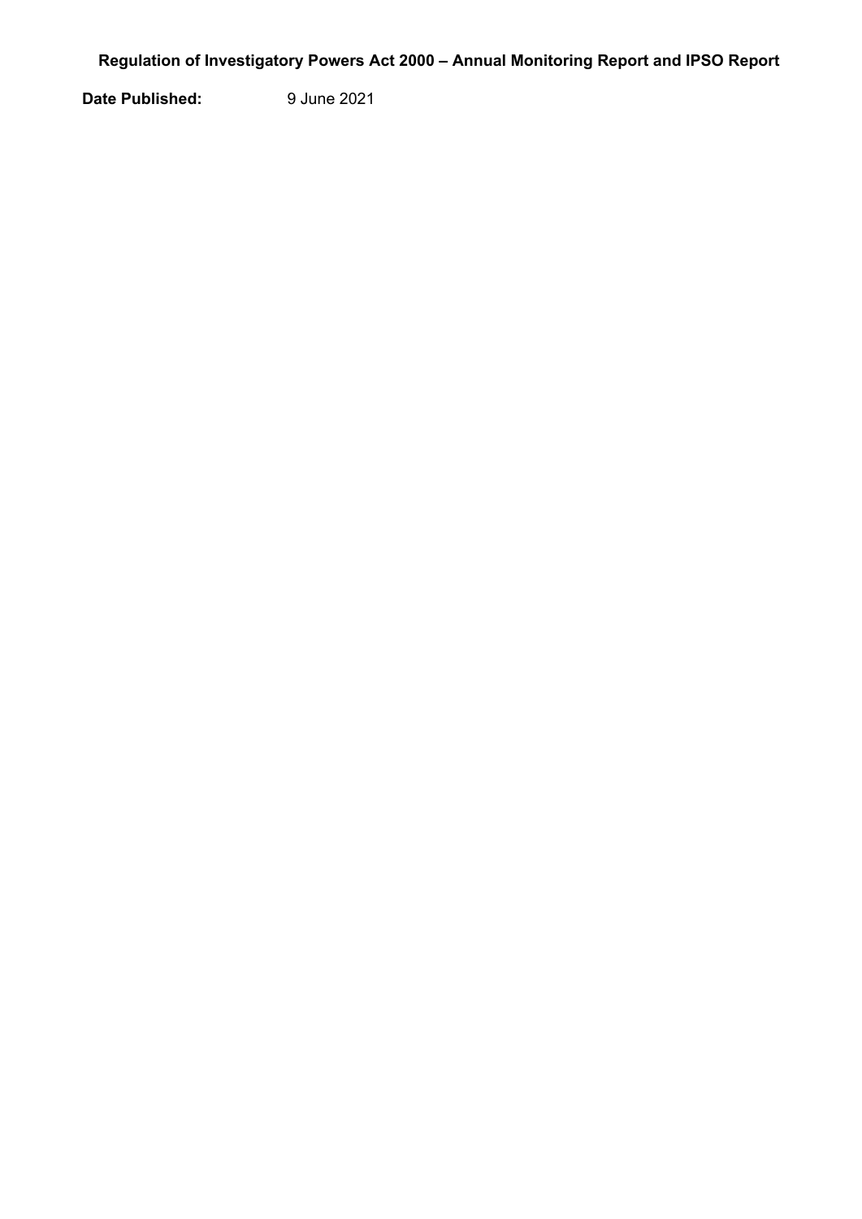**Regulation of Investigatory Powers Act 2000 – Annual Monitoring Report and IPSO Report**

**Date Published:** 9 June 2021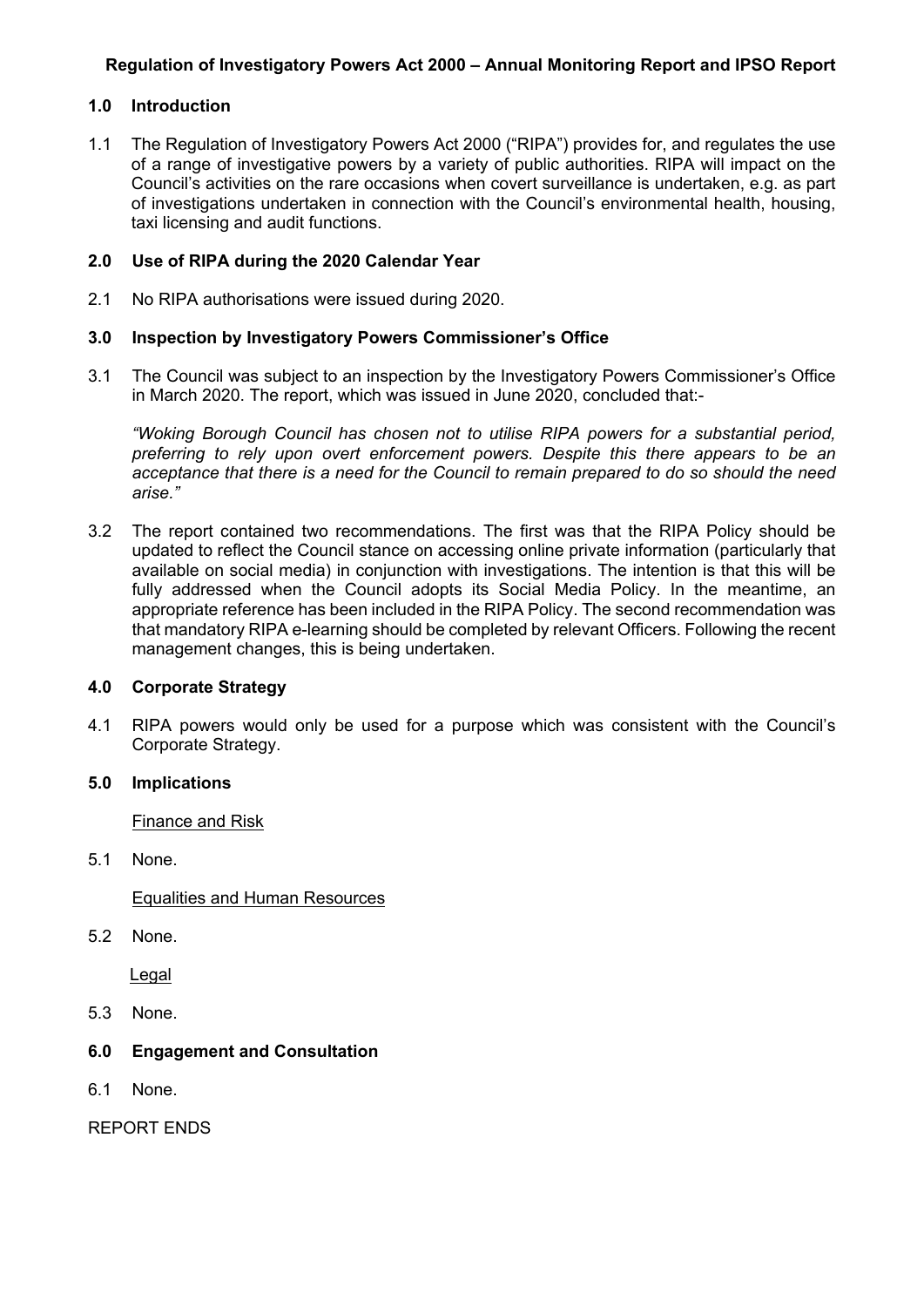**Regulation of Investigatory Powers Act 2000 – Annual Monitoring Report and IPSO Report**

## 1.0 Introduction

1.1 The Regulation of Investigatory Powers Act 2000 ("RIPA") provides for, and regulates the use of a range of investigative powers by a variety of public authorities. RIPA will impact on the Council's activities on the rare occasions when covert surveillance is undertaken, e.g. as part of investigations undertaken in connection with the Council's environmental health, housing, taxi licensing and audit functions.

## 2.0 Use of RIPA during the 2020 Calendar Year

2.1 No RIPA authorisations were issued during 2020.

## 3.0 Inspection by Investigatory Powers Commissioner's Office

3.1 The Council was subject to an inspection by the Investigatory Powers Commissioner's Office in March 2020. The report, which was issued in June 2020, concluded that:-

*"Woking Borough Council has chosen not to utilise RIPA powers for a substantial period, preferring to rely upon overt enforcement powers. Despite this there appears to be an acceptance that there is a need for the Council to remain prepared to do so should the need arise."*

3.2 The report contained two recommendations. The first was that the RIPA Policy should be updated to reflect the Council stance on accessing online private information (particularly that available on social media) in conjunction with investigations. The intention is that this will be fully addressed when the Council adopts its Social Media Policy. In the meantime, an appropriate reference has been included in the RIPA Policy. The second recommendation was that mandatory RIPA e-learning should be completed by relevant Officers. Following the recent management changes, this is being undertaken.

## 4.0 Corporate Strategy

4.1 RIPA powers would only be used for a purpose which was consistent with the Council's Corporate Strategy.

## 5.0 Implications

Finance and Risk

5.1 None.

Equalities and Human Resources

5.2 None.

Legal

5.3 None.

## 6.0 Engagement and Consultation

6.1 None.

REPORT ENDS